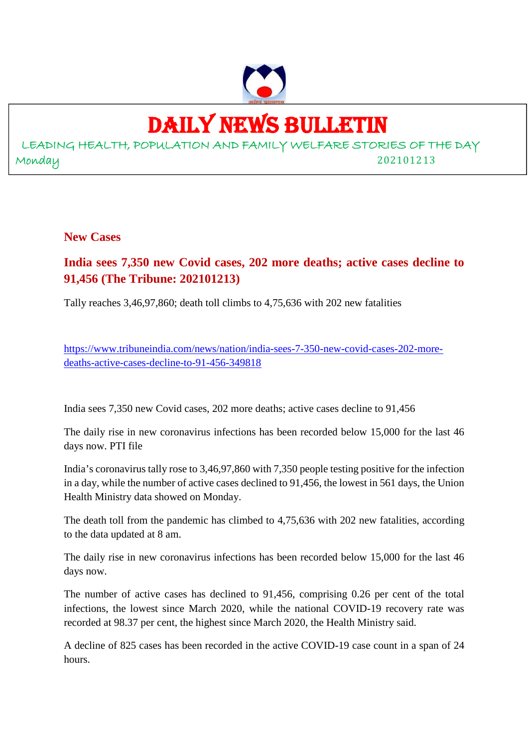# DAILY NEWS BULLETIN

LEADING HEALTH, POPULATION AND FAMILY WELFARE STORIES OF THE DAY

Monday 202101213

## New Cases

### India sees 7,350 new Covid cases, 202 more deaths; active cases decline to 91,456 (The Tribune: 202101213)

Tally reaches 3,46,97,860; death toll climbs to 4,75,636 with 202 new fatalities

https://www.tribuneindia.com/news/nation/india-sees-7-350-new-covid-cases-202-more-deaths-active-cases-decline-to-91-456-349818

India sees 7,350 new Covid cases, 202 more deaths; active cases decline to 91,456

The daily rise in new coronavirus infections has been recorded below 15,000 for the last 46 days now. PTI file

India's coronavirus tally rose to 3,46,97,860 with 7,350 people testing positive for the infection in a day, while the number of active cases declined to 91,456, the lowest in 561 days, the Union Health Ministry data showed on Monday.

The death toll from the pandemic has climbed to 4,75,636 with 202 new fatalities, according to the data updated at 8 am.

The daily rise in new coronavirus infections has been recorded below 15,000 for the last 46 days now.

The number of active cases has declined to 91,456, comprising 0.26 per cent of the total infections, the lowest since March 2020, while the national COVID-19 recovery rate was recorded at 98.37 per cent, the highest since March 2020, the Health Ministry said.

A decline of 825 cases has been recorded in the active COVID-19 case count in a span of 24 hours.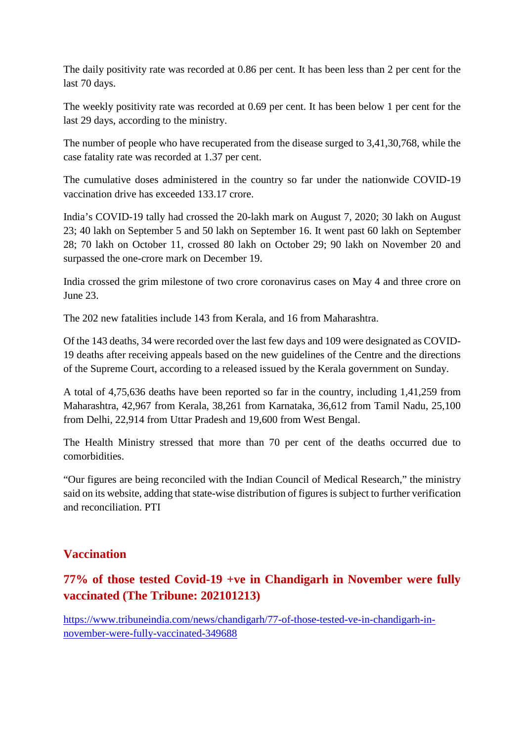The daily positivity rate was recorded at 0.86 per cent. It has been less than 2 per cent for the last 70 days.

The weekly positivity rate was recorded at 0.69 per cent. It has been below 1 per cent for the last 29 days, according to the ministry.

The number of people who have recuperated from the disease surged to 3,41,30,768, while the case fatality rate was recorded at 1.37 per cent.

The cumulative doses administered in the country so far under the nationwide COVID-19 vaccination drive has exceeded 133.17 crore.

India's COVID-19 tally had crossed the 20-lakh mark on August 7, 2020; 30 lakh on August 23; 40 lakh on September 5 and 50 lakh on September 16. It went past 60 lakh on September 28; 70 lakh on October 11, crossed 80 lakh on October 29; 90 lakh on November 20 and surpassed the one-crore mark on December 19.

India crossed the grim milestone of two crore coronavirus cases on May 4 and three crore on June 23.

The 202 new fatalities include 143 from Kerala, and 16 from Maharashtra.

Of the 143 deaths, 34 were recorded over the last few days and 109 were designated as COVID-19 deaths after receiving appeals based on the new guidelines of the Centre and the directions of the Supreme Court, according to a released issued by the Kerala government on Sunday.

A total of 4,75,636 deaths have been reported so far in the country, including 1,41,259 from Maharashtra, 42,967 from Kerala, 38,261 from Karnataka, 36,612 from Tamil Nadu, 25,100 from Delhi, 22,914 from Uttar Pradesh and 19,600 from West Bengal.

The Health Ministry stressed that more than 70 per cent of the deaths occurred due to comorbidities.

"Our figures are being reconciled with the Indian Council of Medical Research," the ministry said on its website, adding that state-wise distribution of figures is subject to further verification and reconciliation. PTI

## Vaccination

### 77% of those tested Covid-19 +ve in Chandigarh in November were fully vaccinated (The Tribune: 202101213)

https://www.tribuneindia.com/news/chandigarh/77-of-those-tested-ve-in-chandigarh-in-november-were-fully-vaccinated-349688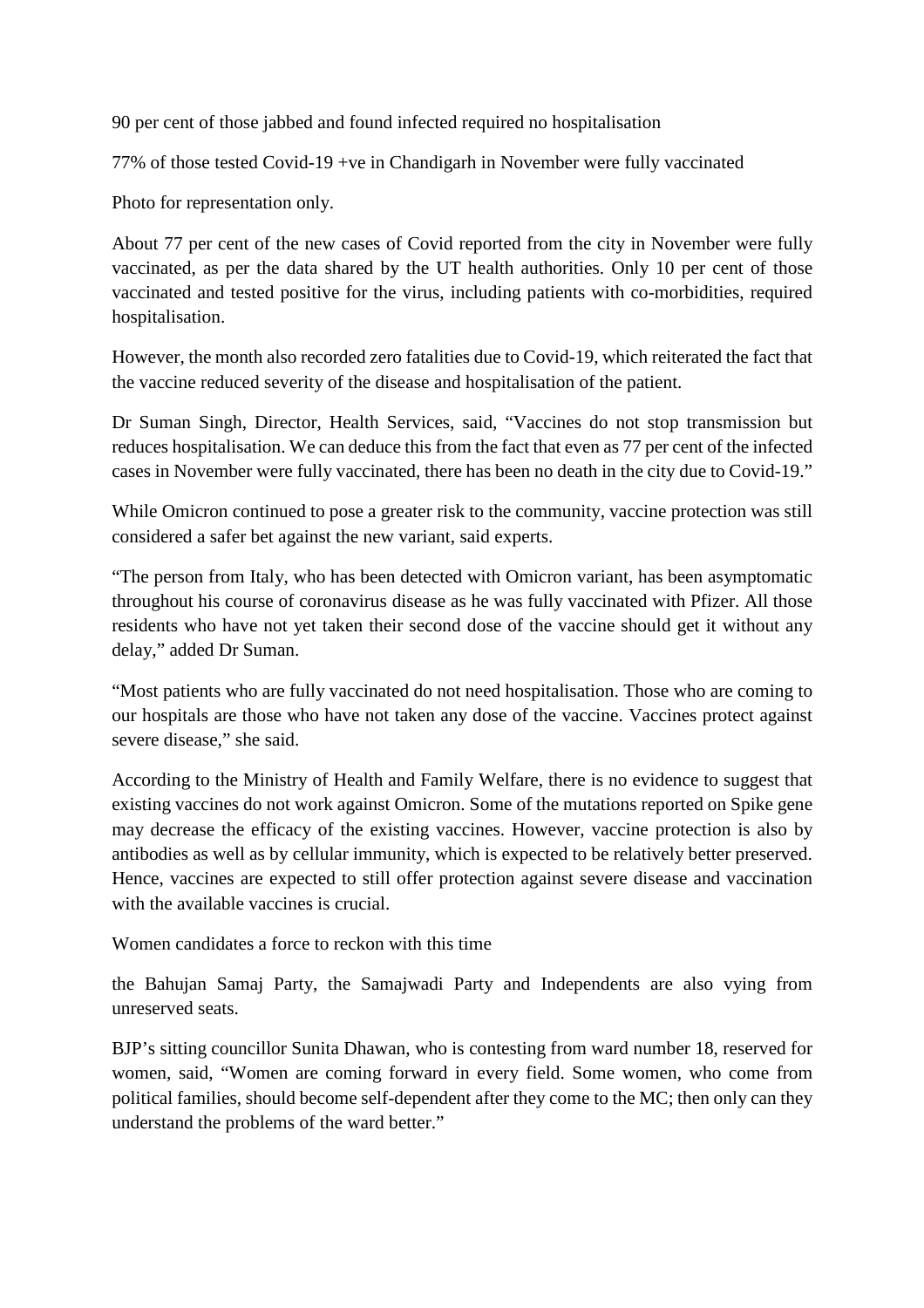90 per cent of those jabbed and found infected required no hospitalisation

77% of those tested Covid-19 +ve in Chandigarh in November were fully vaccinated

Photo for representation only.

About 77 per cent of the new cases of Covid reported from the city in November were fully vaccinated, as per the data shared by the UT health authorities. Only 10 per cent of those vaccinated and tested positive for the virus, including patients with co-morbidities, required hospitalisation.

However, the month also recorded zero fatalities due to Covid-19, which reiterated the fact that the vaccine reduced severity of the disease and hospitalisation of the patient.

Dr Suman Singh, Director, Health Services, said, "Vaccines do not stop transmission but reduces hospitalisation. We can deduce this from the fact that even as 77 per cent of the infected cases in November were fully vaccinated, there has been no death in the city due to Covid-19."

While Omicron continued to pose a greater risk to the community, vaccine protection was still considered a safer bet against the new variant, said experts.

"The person from Italy, who has been detected with Omicron variant, has been asymptomatic throughout his course of coronavirus disease as he was fully vaccinated with Pfizer. All those residents who have not yet taken their second dose of the vaccine should get it without any delay," added Dr Suman.

"Most patients who are fully vaccinated do not need hospitalisation. Those who are coming to our hospitals are those who have not taken any dose of the vaccine. Vaccines protect against severe disease," she said.

According to the Ministry of Health and Family Welfare, there is no evidence to suggest that existing vaccines do not work against Omicron. Some of the mutations reported on Spike gene may decrease the efficacy of the existing vaccines. However, vaccine protection is also by antibodies as well as by cellular immunity, which is expected to be relatively better preserved. Hence, vaccines are expected to still offer protection against severe disease and vaccination with the available vaccines is crucial.

Women candidates a force to reckon with this time

the Bahujan Samaj Party, the Samajwadi Party and Independents are also vying from unreserved seats.

BJP's sitting councillor Sunita Dhawan, who is contesting from ward number 18, reserved for women, said, "Women are coming forward in every field. Some women, who come from political families, should become self-dependent after they come to the MC; then only can they understand the problems of the ward better."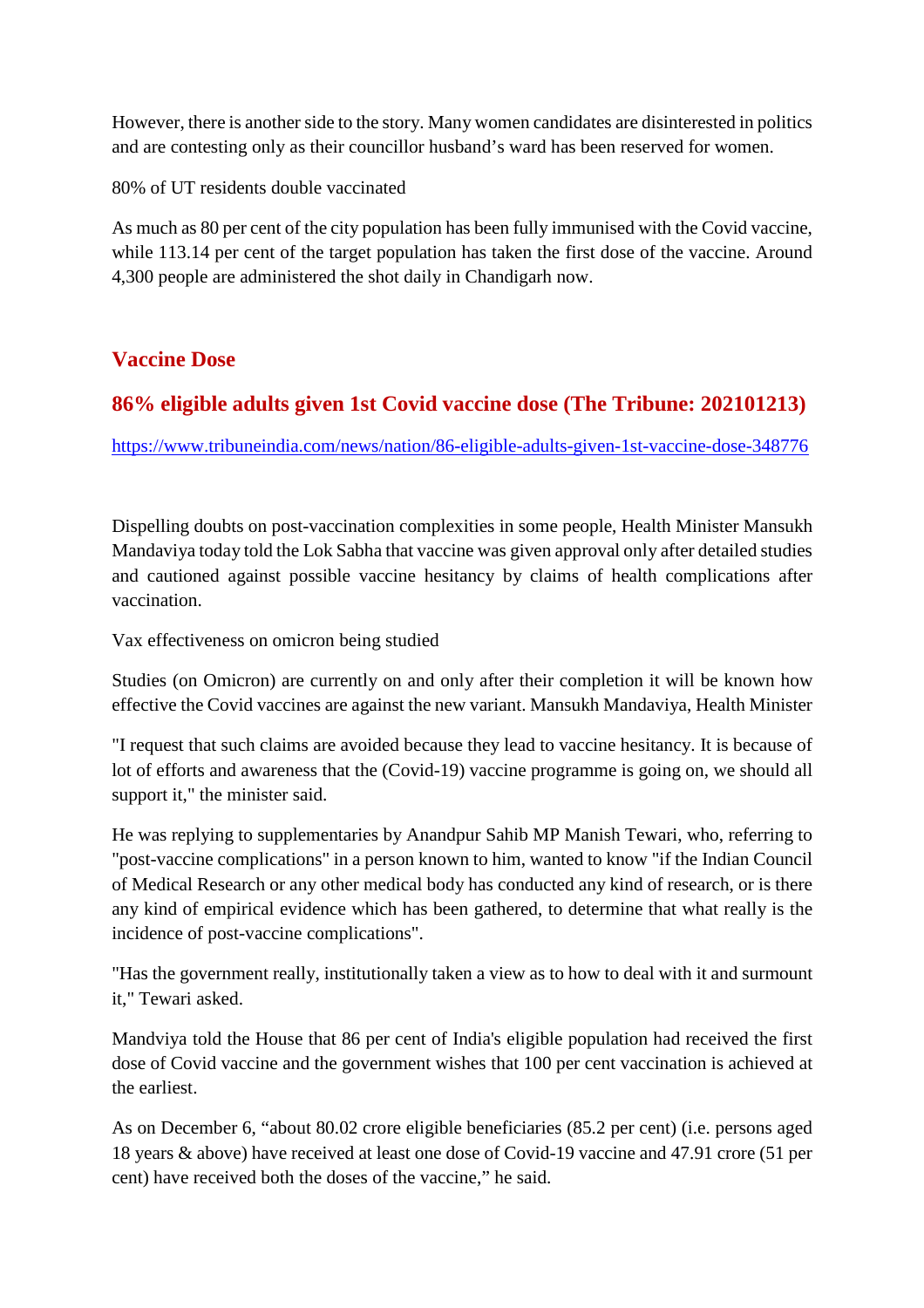However, there is another side to the story. Many women candidates are disinterested in politics and are contesting only as their councillor husband's ward has been reserved for women.

80% of UT residents double vaccinated

As much as 80 per cent of the city population has been fully immunised with the Covid vaccine, while 113.14 per cent of the target population has taken the first dose of the vaccine. Around 4,300 people are administered the shot daily in Chandigarh now.

## Vaccine Dose

## 86% eligible adults given 1st Covid vaccine dose (The Tribune: 202101213)

https://www.tribuneindia.com/news/nation/86-eligible-adults-given-1st-vaccine-dose-348776

Dispelling doubts on post-vaccination complexities in some people, Health Minister Mansukh Mandaviya today told the Lok Sabha that vaccine was given approval only after detailed studies and cautioned against possible vaccine hesitancy by claims of health complications after vaccination.

Vax effectiveness on omicron being studied

Studies (on Omicron) are currently on and only after their completion it will be known how effective the Covid vaccines are against the new variant. Mansukh Mandaviya, Health Minister

"I request that such claims are avoided because they lead to vaccine hesitancy. It is because of lot of efforts and awareness that the (Covid-19) vaccine programme is going on, we should all support it," the minister said.

He was replying to supplementaries by Anandpur Sahib MP Manish Tewari, who, referring to "post-vaccine complications" in a person known to him, wanted to know "if the Indian Council of Medical Research or any other medical body has conducted any kind of research, or is there any kind of empirical evidence which has been gathered, to determine that what really is the incidence of post-vaccine complications".

"Has the government really, institutionally taken a view as to how to deal with it and surmount it," Tewari asked.

Mandviya told the House that 86 per cent of India's eligible population had received the first dose of Covid vaccine and the government wishes that 100 per cent vaccination is achieved at the earliest.

As on December 6, "about 80.02 crore eligible beneficiaries (85.2 per cent) (i.e. persons aged 18 years & above) have received at least one dose of Covid-19 vaccine and 47.91 crore (51 per cent) have received both the doses of the vaccine," he said.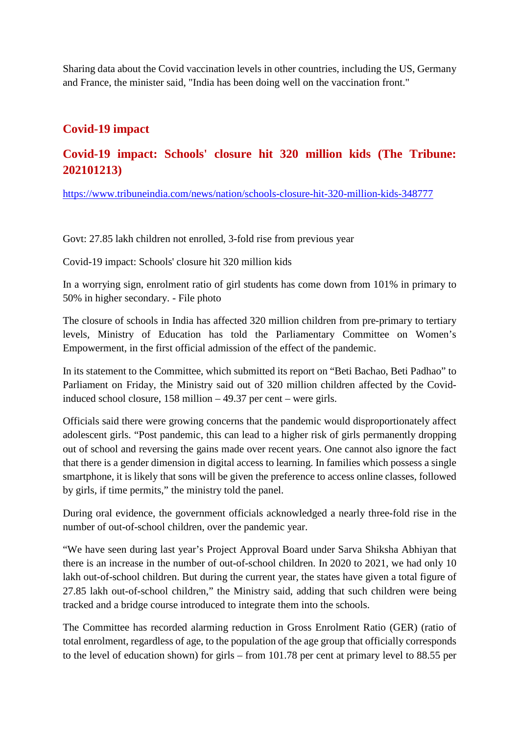Sharing data about the Covid vaccination levels in other countries, including the US, Germany and France, the minister said, "India has been doing well on the vaccination front."

## Covid-19 impact

### Covid-19 impact: Schools' closure hit 320 million kids (The Tribune: 202101213)

https://www.tribuneindia.com/news/nation/schools-closure-hit-320-million-kids-348777

Govt: 27.85 lakh children not enrolled, 3-fold rise from previous year

Covid-19 impact: Schools' closure hit 320 million kids

In a worrying sign, enrolment ratio of girl students has come down from 101% in primary to 50% in higher secondary. - File photo

The closure of schools in India has affected 320 million children from pre-primary to tertiary levels, Ministry of Education has told the Parliamentary Committee on Women's Empowerment, in the first official admission of the effect of the pandemic.

In its statement to the Committee, which submitted its report on "Beti Bachao, Beti Padhao" to Parliament on Friday, the Ministry said out of 320 million children affected by the Covid-induced school closure, 158 million – 49.37 per cent – were girls.

Officials said there were growing concerns that the pandemic would disproportionately affect adolescent girls. "Post pandemic, this can lead to a higher risk of girls permanently dropping out of school and reversing the gains made over recent years. One cannot also ignore the fact that there is a gender dimension in digital access to learning. In families which possess a single smartphone, it is likely that sons will be given the preference to access online classes, followed by girls, if time permits," the ministry told the panel.

During oral evidence, the government officials acknowledged a nearly three-fold rise in the number of out-of-school children, over the pandemic year.

"We have seen during last year's Project Approval Board under Sarva Shiksha Abhiyan that there is an increase in the number of out-of-school children. In 2020 to 2021, we had only 10 lakh out-of-school children. But during the current year, the states have given a total figure of 27.85 lakh out-of-school children," the Ministry said, adding that such children were being tracked and a bridge course introduced to integrate them into the schools.

The Committee has recorded alarming reduction in Gross Enrolment Ratio (GER) (ratio of total enrolment, regardless of age, to the population of the age group that officially corresponds to the level of education shown) for girls – from 101.78 per cent at primary level to 88.55 per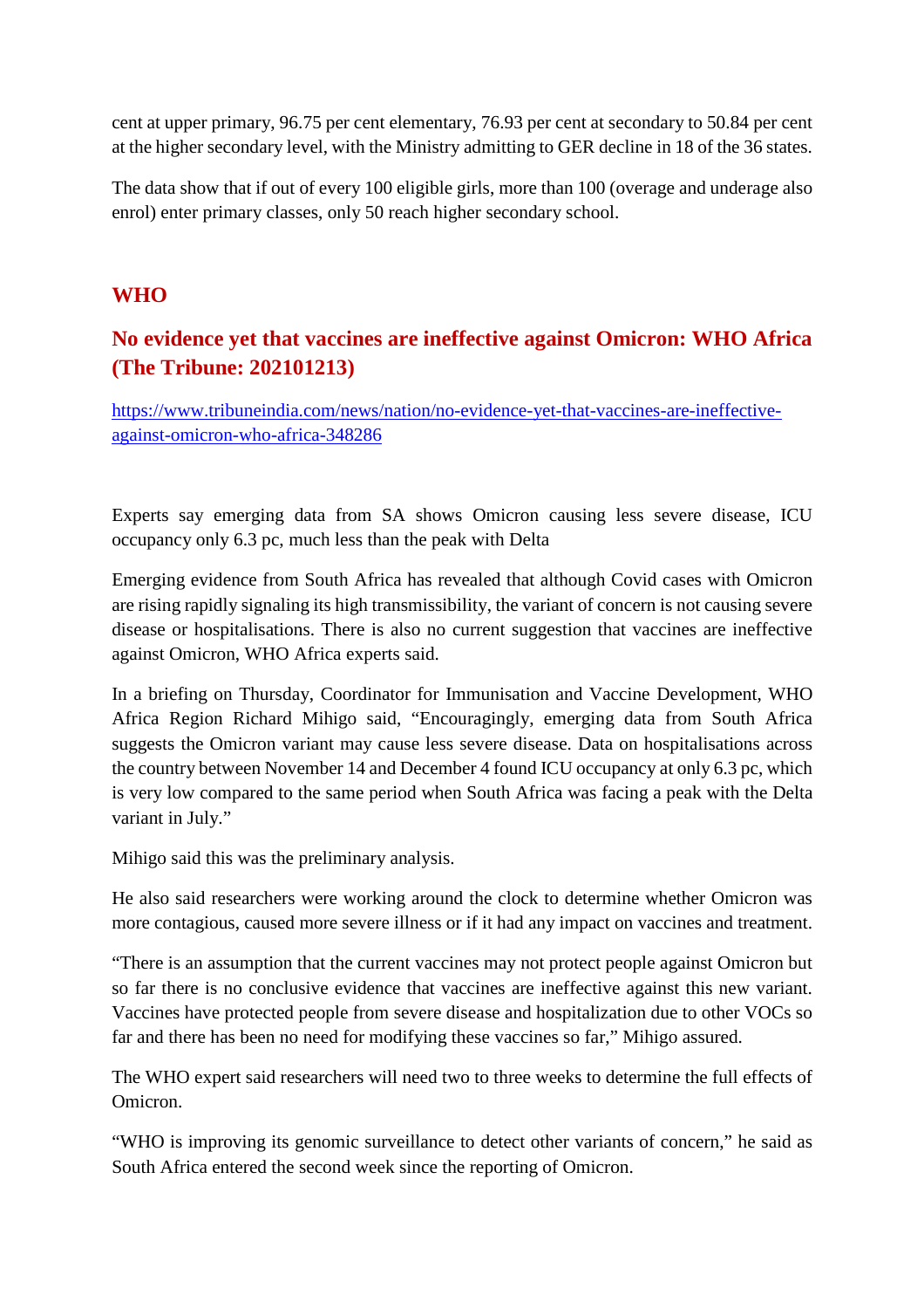cent at upper primary, 96.75 per cent elementary, 76.93 per cent at secondary to 50.84 per cent at the higher secondary level, with the Ministry admitting to GER decline in 18 of the 36 states.

The data show that if out of every 100 eligible girls, more than 100 (overage and underage also enrol) enter primary classes, only 50 reach higher secondary school.

## WHO

## No evidence yet that vaccines are ineffective against Omicron: WHO Africa (The Tribune: 202101213)

https://www.tribuneindia.com/news/nation/no-evidence-yet-that-vaccines-are-ineffective-against-omicron-who-africa-348286

Experts say emerging data from SA shows Omicron causing less severe disease, ICU occupancy only 6.3 pc, much less than the peak with Delta

Emerging evidence from South Africa has revealed that although Covid cases with Omicron are rising rapidly signaling its high transmissibility, the variant of concern is not causing severe disease or hospitalisations. There is also no current suggestion that vaccines are ineffective against Omicron, WHO Africa experts said.

In a briefing on Thursday, Coordinator for Immunisation and Vaccine Development, WHO Africa Region Richard Mihigo said, "Encouragingly, emerging data from South Africa suggests the Omicron variant may cause less severe disease. Data on hospitalisations across the country between November 14 and December 4 found ICU occupancy at only 6.3 pc, which is very low compared to the same period when South Africa was facing a peak with the Delta variant in July."

Mihigo said this was the preliminary analysis.

He also said researchers were working around the clock to determine whether Omicron was more contagious, caused more severe illness or if it had any impact on vaccines and treatment.

"There is an assumption that the current vaccines may not protect people against Omicron but so far there is no conclusive evidence that vaccines are ineffective against this new variant. Vaccines have protected people from severe disease and hospitalization due to other VOCs so far and there has been no need for modifying these vaccines so far," Mihigo assured.

The WHO expert said researchers will need two to three weeks to determine the full effects of Omicron.

"WHO is improving its genomic surveillance to detect other variants of concern," he said as South Africa entered the second week since the reporting of Omicron.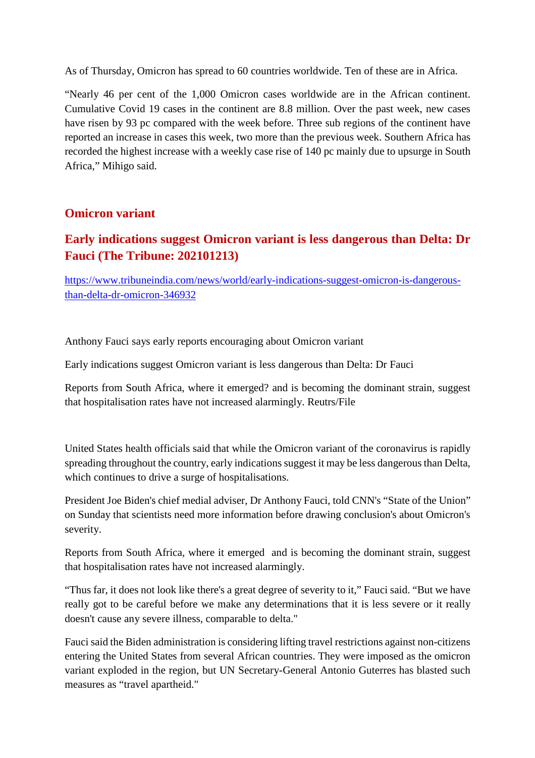As of Thursday, Omicron has spread to 60 countries worldwide. Ten of these are in Africa.

“Nearly 46 per cent of the 1,000 Omicron cases worldwide are in the African continent. Cumulative Covid 19 cases in the continent are 8.8 million. Over the past week, new cases have risen by 93 pc compared with the week before. Three sub regions of the continent have reported an increase in cases this week, two more than the previous week. Southern Africa has recorded the highest increase with a weekly case rise of 140 pc mainly due to upsurge in South Africa,” Mihigo said.

## Omicron variant

## Early indications suggest Omicron variant is less dangerous than Delta: Dr Fauci (The Tribune: 202101213)

https://www.tribuneindia.com/news/world/early-indications-suggest-omicron-is-dangerous-than-delta-dr-omicron-346932

Anthony Fauci says early reports encouraging about Omicron variant

Early indications suggest Omicron variant is less dangerous than Delta: Dr Fauci

Reports from South Africa, where it emerged? and is becoming the dominant strain, suggest that hospitalisation rates have not increased alarmingly. Reutrs/File

United States health officials said that while the Omicron variant of the coronavirus is rapidly spreading throughout the country, early indications suggest it may be less dangerous than Delta, which continues to drive a surge of hospitalisations.

President Joe Biden's chief medial adviser, Dr Anthony Fauci, told CNN's “State of the Union” on Sunday that scientists need more information before drawing conclusion's about Omicron's severity.

Reports from South Africa, where it emerged and is becoming the dominant strain, suggest that hospitalisation rates have not increased alarmingly.

“Thus far, it does not look like there's a great degree of severity to it,” Fauci said. “But we have really got to be careful before we make any determinations that it is less severe or it really doesn't cause any severe illness, comparable to delta."

Fauci said the Biden administration is considering lifting travel restrictions against non-citizens entering the United States from several African countries. They were imposed as the omicron variant exploded in the region, but UN Secretary-General Antonio Guterres has blasted such measures as “travel apartheid."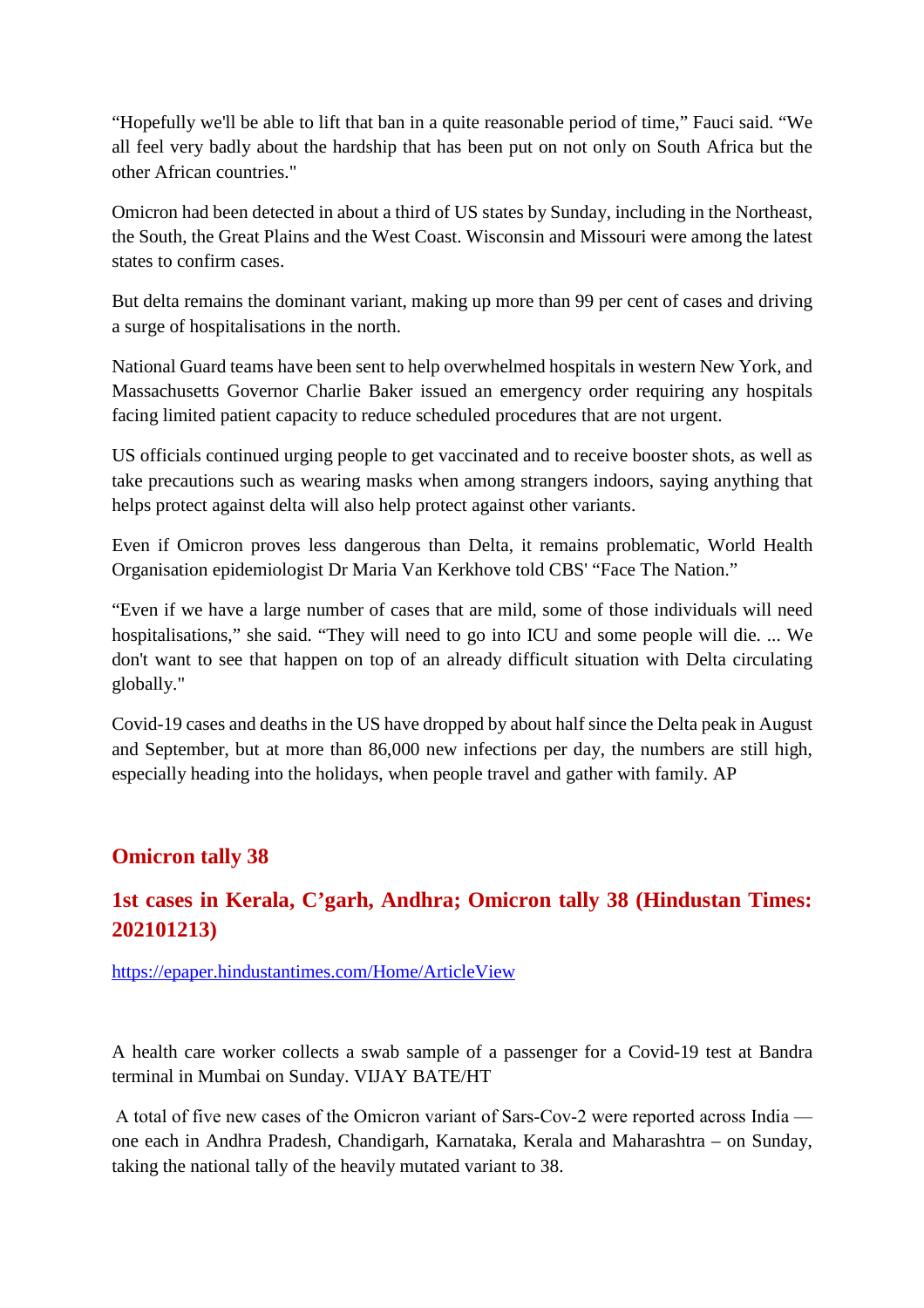“Hopefully we'll be able to lift that ban in a quite reasonable period of time,” Fauci said. “We all feel very badly about the hardship that has been put on not only on South Africa but the other African countries."

Omicron had been detected in about a third of US states by Sunday, including in the Northeast, the South, the Great Plains and the West Coast. Wisconsin and Missouri were among the latest states to confirm cases.

But delta remains the dominant variant, making up more than 99 per cent of cases and driving a surge of hospitalisations in the north.

National Guard teams have been sent to help overwhelmed hospitals in western New York, and Massachusetts Governor Charlie Baker issued an emergency order requiring any hospitals facing limited patient capacity to reduce scheduled procedures that are not urgent.

US officials continued urging people to get vaccinated and to receive booster shots, as well as take precautions such as wearing masks when among strangers indoors, saying anything that helps protect against delta will also help protect against other variants.

Even if Omicron proves less dangerous than Delta, it remains problematic, World Health Organisation epidemiologist Dr Maria Van Kerkhove told CBS' “Face The Nation.”

“Even if we have a large number of cases that are mild, some of those individuals will need hospitalisations,” she said. “They will need to go into ICU and some people will die. ... We don't want to see that happen on top of an already difficult situation with Delta circulating globally."

Covid-19 cases and deaths in the US have dropped by about half since the Delta peak in August and September, but at more than 86,000 new infections per day, the numbers are still high, especially heading into the holidays, when people travel and gather with family. AP

## Omicron tally 38

## 1st cases in Kerala, C’garh, Andhra; Omicron tally 38 (Hindustan Times: 202101213)

https://epaper.hindustantimes.com/Home/ArticleView

A health care worker collects a swab sample of a passenger for a Covid-19 test at Bandra terminal in Mumbai on Sunday. VIJAY BATE/HT

A total of five new cases of the Omicron variant of Sars-Cov-2 were reported across India — one each in Andhra Pradesh, Chandigarh, Karnataka, Kerala and Maharashtra – on Sunday, taking the national tally of the heavily mutated variant to 38.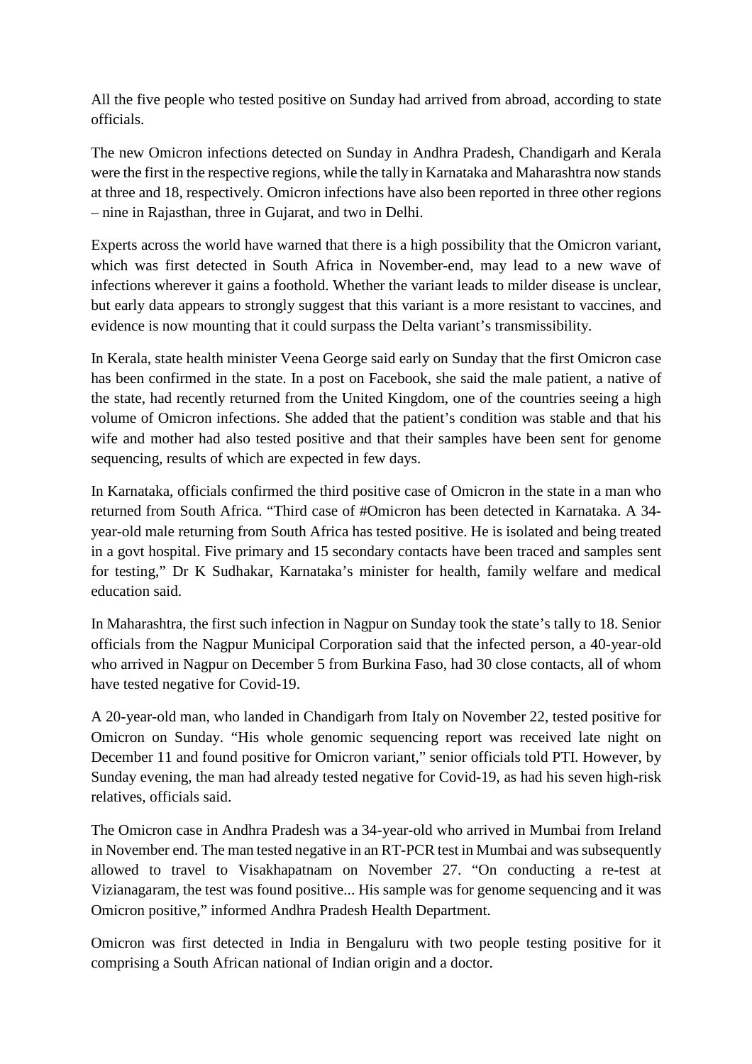All the five people who tested positive on Sunday had arrived from abroad, according to state officials.

The new Omicron infections detected on Sunday in Andhra Pradesh, Chandigarh and Kerala were the first in the respective regions, while the tally in Karnataka and Maharashtra now stands at three and 18, respectively. Omicron infections have also been reported in three other regions – nine in Rajasthan, three in Gujarat, and two in Delhi.

Experts across the world have warned that there is a high possibility that the Omicron variant, which was first detected in South Africa in November-end, may lead to a new wave of infections wherever it gains a foothold. Whether the variant leads to milder disease is unclear, but early data appears to strongly suggest that this variant is a more resistant to vaccines, and evidence is now mounting that it could surpass the Delta variant's transmissibility.

In Kerala, state health minister Veena George said early on Sunday that the first Omicron case has been confirmed in the state. In a post on Facebook, she said the male patient, a native of the state, had recently returned from the United Kingdom, one of the countries seeing a high volume of Omicron infections. She added that the patient's condition was stable and that his wife and mother had also tested positive and that their samples have been sent for genome sequencing, results of which are expected in few days.

In Karnataka, officials confirmed the third positive case of Omicron in the state in a man who returned from South Africa. "Third case of #Omicron has been detected in Karnataka. A 34-year-old male returning from South Africa has tested positive. He is isolated and being treated in a govt hospital. Five primary and 15 secondary contacts have been traced and samples sent for testing," Dr K Sudhakar, Karnataka's minister for health, family welfare and medical education said.

In Maharashtra, the first such infection in Nagpur on Sunday took the state's tally to 18. Senior officials from the Nagpur Municipal Corporation said that the infected person, a 40-year-old who arrived in Nagpur on December 5 from Burkina Faso, had 30 close contacts, all of whom have tested negative for Covid-19.

A 20-year-old man, who landed in Chandigarh from Italy on November 22, tested positive for Omicron on Sunday. "His whole genomic sequencing report was received late night on December 11 and found positive for Omicron variant," senior officials told PTI. However, by Sunday evening, the man had already tested negative for Covid-19, as had his seven high-risk relatives, officials said.

The Omicron case in Andhra Pradesh was a 34-year-old who arrived in Mumbai from Ireland in November end. The man tested negative in an RT-PCR test in Mumbai and was subsequently allowed to travel to Visakhapatnam on November 27. "On conducting a re-test at Vizianagaram, the test was found positive... His sample was for genome sequencing and it was Omicron positive," informed Andhra Pradesh Health Department.

Omicron was first detected in India in Bengaluru with two people testing positive for it comprising a South African national of Indian origin and a doctor.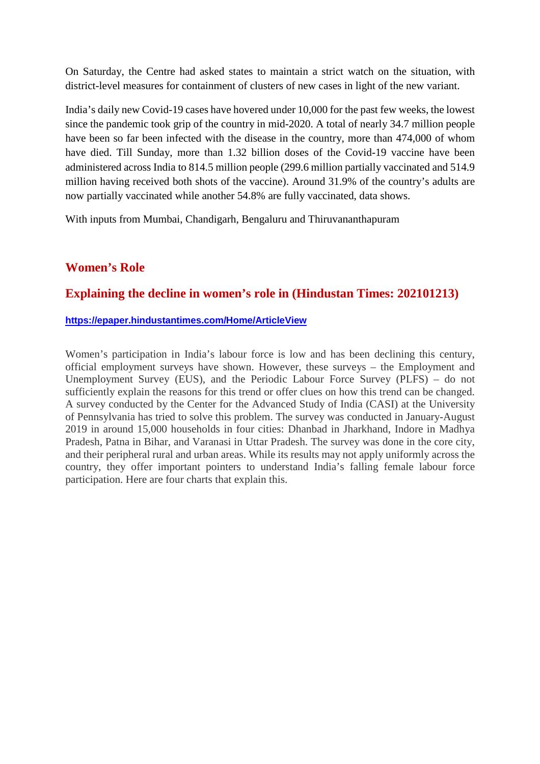On Saturday, the Centre had asked states to maintain a strict watch on the situation, with district-level measures for containment of clusters of new cases in light of the new variant.

India's daily new Covid-19 cases have hovered under 10,000 for the past few weeks, the lowest since the pandemic took grip of the country in mid-2020. A total of nearly 34.7 million people have been so far been infected with the disease in the country, more than 474,000 of whom have died. Till Sunday, more than 1.32 billion doses of the Covid-19 vaccine have been administered across India to 814.5 million people (299.6 million partially vaccinated and 514.9 million having received both shots of the vaccine). Around 31.9% of the country's adults are now partially vaccinated while another 54.8% are fully vaccinated, data shows.

With inputs from Mumbai, Chandigarh, Bengaluru and Thiruvananthapuram

## Women's Role

## Explaining the decline in women's role in (Hindustan Times: 202101213)

**https://epaper.hindustantimes.com/Home/ArticleView**

Women's participation in India's labour force is low and has been declining this century, official employment surveys have shown. However, these surveys – the Employment and Unemployment Survey (EUS), and the Periodic Labour Force Survey (PLFS) – do not sufficiently explain the reasons for this trend or offer clues on how this trend can be changed. A survey conducted by the Center for the Advanced Study of India (CASI) at the University of Pennsylvania has tried to solve this problem. The survey was conducted in January-August 2019 in around 15,000 households in four cities: Dhanbad in Jharkhand, Indore in Madhya Pradesh, Patna in Bihar, and Varanasi in Uttar Pradesh. The survey was done in the core city, and their peripheral rural and urban areas. While its results may not apply uniformly across the country, they offer important pointers to understand India's falling female labour force participation. Here are four charts that explain this.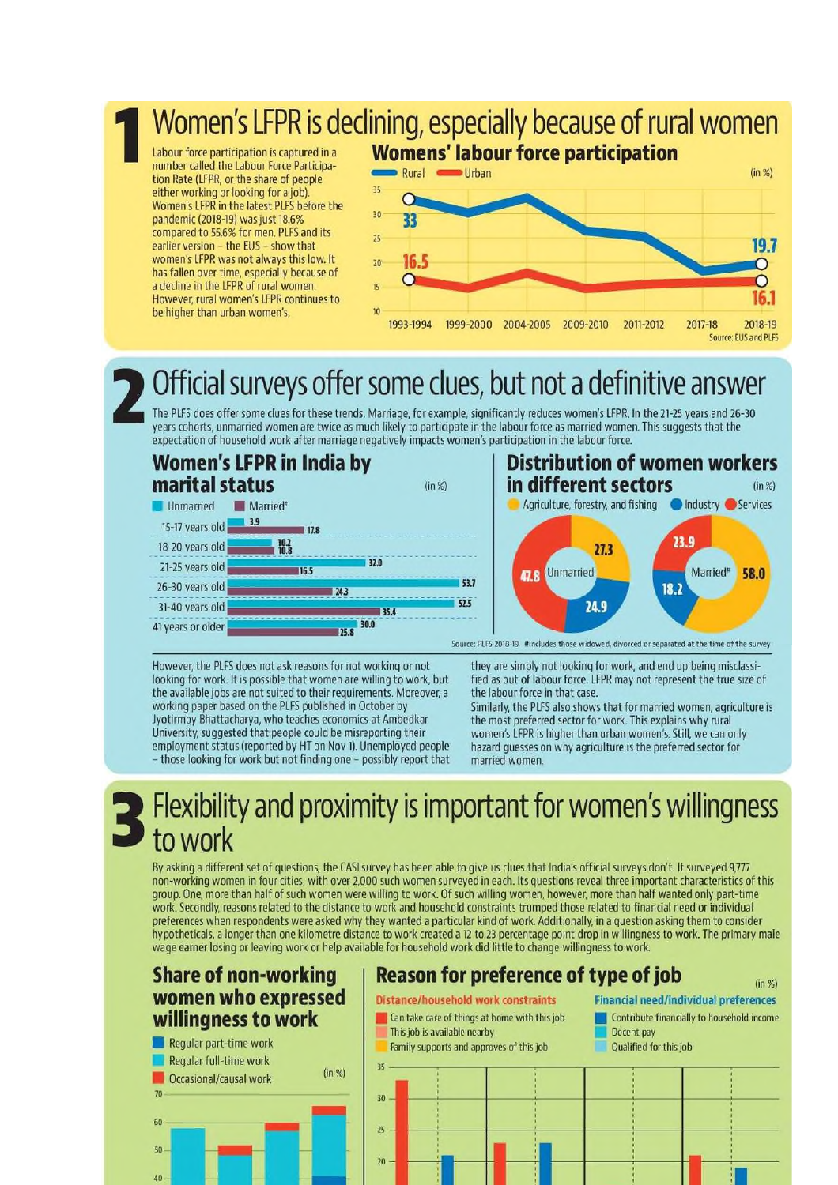# 1 Women's LFPR is declining, especially because of rural women

Labour force participation is captured in a number called the Labour Force Participation Rate (LFPR, or the share of people either working or looking for a job). Women's LFPR in the latest PLFS before the pandemic (2018-19) was just 18.6% compared to 55.6% for men. PLFS and its earlier version – the EUS – show that women's LFPR was not always this low. It has fallen over time, especially because of a decline in the LFPR of rural women. However, rural women's LFPR continues to be higher than urban women's.

### Womens' labour force participation

Rural / Urban (in %)

| | 1993-1994 | 2018-19 |
|---|---|---|
| Rural | 33 | 19.7 |
| Urban | 16.5 | 16.1 |

Source: EUS and PLFS

# 2 Official surveys offer some clues, but not a definitive answer

The PLFS does offer some clues for these trends. Marriage, for example, significantly reduces women's LFPR. In the 21-25 years and 26-30 years cohorts, unmarried women are twice as much likely to participate in the labour force as married women. This suggests that the expectation of household work after marriage negatively impacts women's participation in the labour force.

### Women's LFPR in India by marital status (in %)

| Age group | Unmarried | Married# |
|---|---|---|
| 15-17 years old | 3.9 | 17.8 |
| 18-20 years old | 10.2 | 10.8 |
| 21-25 years old | 32.0 | 16.5 |
| 26-30 years old | 53.7 | 24.3 |
| 31-40 years old | 52.5 | 35.4 |
| 41 years or older | 30.0 | 25.8 |

### Distribution of women workers in different sectors (in %)

| | Agriculture, forestry, and fishing | Industry | Services |
|---|---|---|---|
| Unmarried | 27.3 | 24.9 | 47.8 |
| Married# | 58.0 | 18.2 | 23.9 |

Source: PLFS 2018-19 #includes those widowed, divorced or separated at the time of the survey

However, the PLFS does not ask reasons for not working or not looking for work. It is possible that women are willing to work, but the available jobs are not suited to their requirements. Moreover, a working paper based on the PLFS published in October by Jyotirmoy Bhattacharya, who teaches economics at Ambedkar University, suggested that people could be misreporting their employment status (reported by HT on Nov 1). Unemployed people – those looking for work but not finding one – possibly report that they are simply not looking for work, and end up being misclassified as out of labour force. LFPR may not represent the true size of the labour force in that case.

Similarly, the PLFS also shows that for married women, agriculture is the most preferred sector for work. This explains why rural women's LFPR is higher than urban women's. Still, we can only hazard guesses on why agriculture is the preferred sector for married women.

# 3 Flexibility and proximity is important for women's willingness to work

By asking a different set of questions, the CASI survey has been able to give us clues that India's official surveys don't. It surveyed 9,777 non-working women in four cities, with over 2,000 such women surveyed in each. Its questions reveal three important characteristics of this group. One, more than half of such women were willing to work. Of such willing women, however, more than half wanted only part-time work. Secondly, reasons related to the distance to work and household constraints trumped those related to financial need or individual preferences when respondents were asked why they wanted a particular kind of work. Additionally, in a question asking them to consider hypotheticals, a longer than one kilometre distance to work created a 12 to 23 percentage point drop in willingness to work. The primary male wage earner losing or leaving work or help available for household work did little to change willingness to work.

### Share of non-working women who expressed willingness to work

Regular part-time work / Regular full-time work / Occasional/causal work (in %)

### Reason for preference of type of job (in %)

Distance/household work constraints:
- Can take care of things at home with this job
- This job is available nearby
- Family supports and approves of this job

Financial need/individual preferences:
- Contribute financially to household income
- Decent pay
- Qualified for this job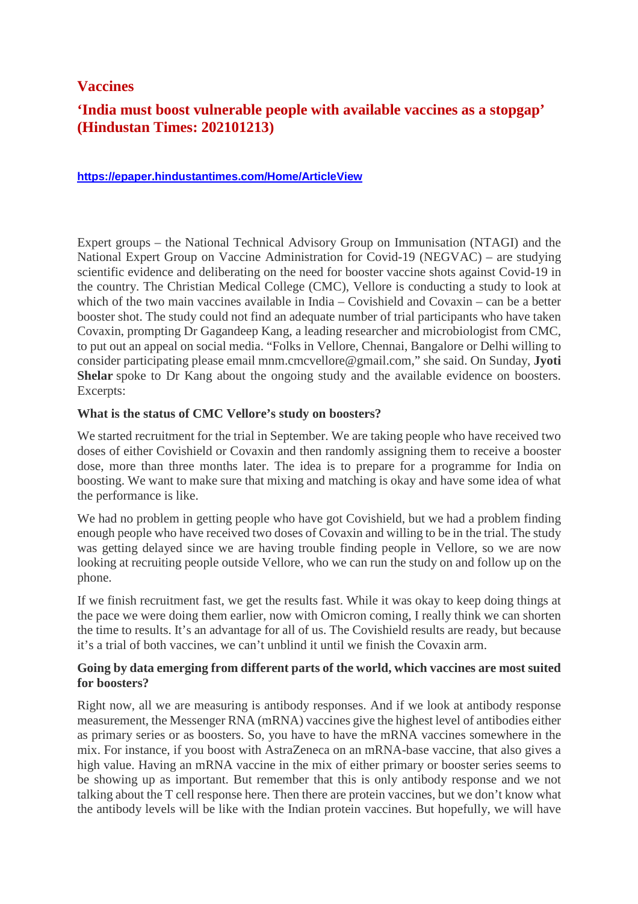## Vaccines

### 'India must boost vulnerable people with available vaccines as a stopgap' (Hindustan Times: 202101213)

https://epaper.hindustantimes.com/Home/ArticleView

Expert groups – the National Technical Advisory Group on Immunisation (NTAGI) and the National Expert Group on Vaccine Administration for Covid-19 (NEGVAC) – are studying scientific evidence and deliberating on the need for booster vaccine shots against Covid-19 in the country. The Christian Medical College (CMC), Vellore is conducting a study to look at which of the two main vaccines available in India – Covishield and Covaxin – can be a better booster shot. The study could not find an adequate number of trial participants who have taken Covaxin, prompting Dr Gagandeep Kang, a leading researcher and microbiologist from CMC, to put out an appeal on social media. "Folks in Vellore, Chennai, Bangalore or Delhi willing to consider participating please email mnm.cmcvellore@gmail.com," she said. On Sunday, **Jyoti Shelar** spoke to Dr Kang about the ongoing study and the available evidence on boosters. Excerpts:

**What is the status of CMC Vellore's study on boosters?**

We started recruitment for the trial in September. We are taking people who have received two doses of either Covishield or Covaxin and then randomly assigning them to receive a booster dose, more than three months later. The idea is to prepare for a programme for India on boosting. We want to make sure that mixing and matching is okay and have some idea of what the performance is like.

We had no problem in getting people who have got Covishield, but we had a problem finding enough people who have received two doses of Covaxin and willing to be in the trial. The study was getting delayed since we are having trouble finding people in Vellore, so we are now looking at recruiting people outside Vellore, who we can run the study on and follow up on the phone.

If we finish recruitment fast, we get the results fast. While it was okay to keep doing things at the pace we were doing them earlier, now with Omicron coming, I really think we can shorten the time to results. It's an advantage for all of us. The Covishield results are ready, but because it's a trial of both vaccines, we can't unblind it until we finish the Covaxin arm.

**Going by data emerging from different parts of the world, which vaccines are most suited for boosters?**

Right now, all we are measuring is antibody responses. And if we look at antibody response measurement, the Messenger RNA (mRNA) vaccines give the highest level of antibodies either as primary series or as boosters. So, you have to have the mRNA vaccines somewhere in the mix. For instance, if you boost with AstraZeneca on an mRNA-base vaccine, that also gives a high value. Having an mRNA vaccine in the mix of either primary or booster series seems to be showing up as important. But remember that this is only antibody response and we not talking about the T cell response here. Then there are protein vaccines, but we don't know what the antibody levels will be like with the Indian protein vaccines. But hopefully, we will have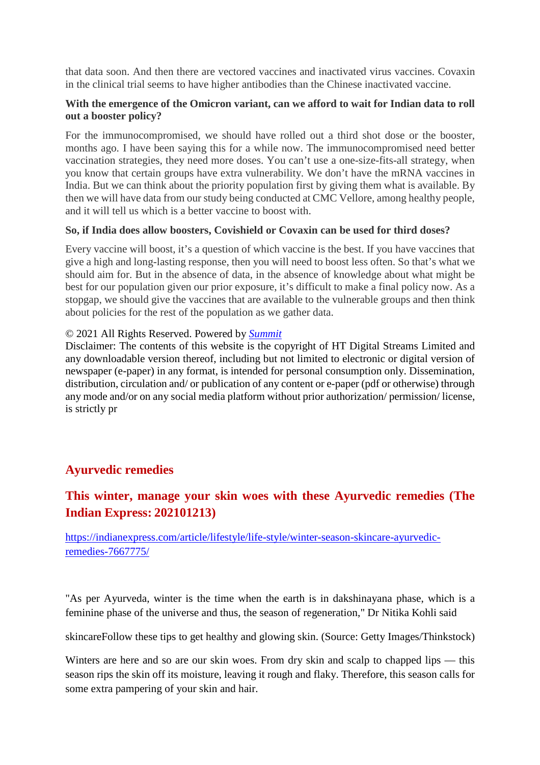that data soon. And then there are vectored vaccines and inactivated virus vaccines. Covaxin in the clinical trial seems to have higher antibodies than the Chinese inactivated vaccine.

**With the emergence of the Omicron variant, can we afford to wait for Indian data to roll out a booster policy?**

For the immunocompromised, we should have rolled out a third shot dose or the booster, months ago. I have been saying this for a while now. The immunocompromised need better vaccination strategies, they need more doses. You can't use a one-size-fits-all strategy, when you know that certain groups have extra vulnerability. We don't have the mRNA vaccines in India. But we can think about the priority population first by giving them what is available. By then we will have data from our study being conducted at CMC Vellore, among healthy people, and it will tell us which is a better vaccine to boost with.

**So, if India does allow boosters, Covishield or Covaxin can be used for third doses?**

Every vaccine will boost, it's a question of which vaccine is the best. If you have vaccines that give a high and long-lasting response, then you will need to boost less often. So that's what we should aim for. But in the absence of data, in the absence of knowledge about what might be best for our population given our prior exposure, it's difficult to make a final policy now. As a stopgap, we should give the vaccines that are available to the vulnerable groups and then think about policies for the rest of the population as we gather data.

© 2021 All Rights Reserved. Powered by *Summit*
Disclaimer: The contents of this website is the copyright of HT Digital Streams Limited and any downloadable version thereof, including but not limited to electronic or digital version of newspaper (e-paper) in any format, is intended for personal consumption only. Dissemination, distribution, circulation and/ or publication of any content or e-paper (pdf or otherwise) through any mode and/or on any social media platform without prior authorization/ permission/ license, is strictly pr

## Ayurvedic remedies

## This winter, manage your skin woes with these Ayurvedic remedies (The Indian Express: 202101213)

https://indianexpress.com/article/lifestyle/life-style/winter-season-skincare-ayurvedic-remedies-7667775/

"As per Ayurveda, winter is the time when the earth is in dakshinayana phase, which is a feminine phase of the universe and thus, the season of regeneration," Dr Nitika Kohli said

skincareFollow these tips to get healthy and glowing skin. (Source: Getty Images/Thinkstock)

Winters are here and so are our skin woes. From dry skin and scalp to chapped lips — this season rips the skin off its moisture, leaving it rough and flaky. Therefore, this season calls for some extra pampering of your skin and hair.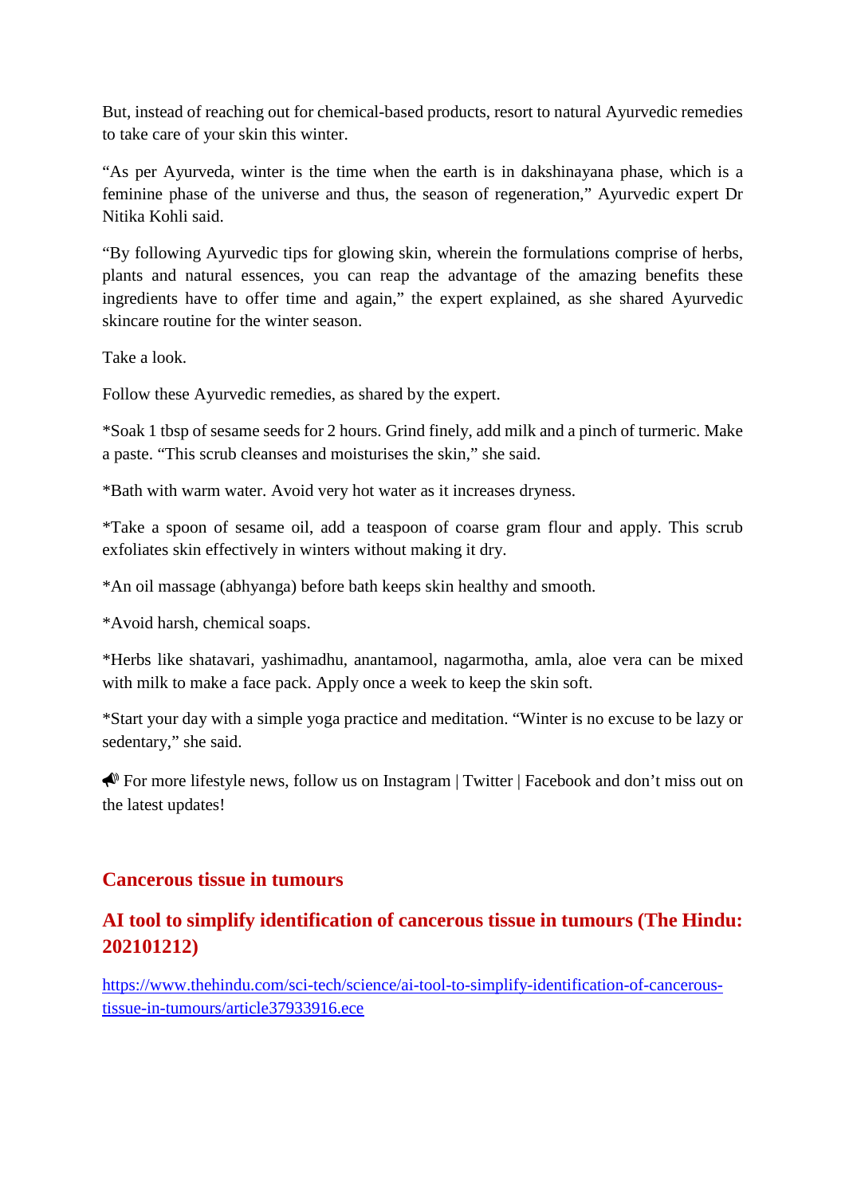But, instead of reaching out for chemical-based products, resort to natural Ayurvedic remedies to take care of your skin this winter.

"As per Ayurveda, winter is the time when the earth is in dakshinayana phase, which is a feminine phase of the universe and thus, the season of regeneration," Ayurvedic expert Dr Nitika Kohli said.

"By following Ayurvedic tips for glowing skin, wherein the formulations comprise of herbs, plants and natural essences, you can reap the advantage of the amazing benefits these ingredients have to offer time and again," the expert explained, as she shared Ayurvedic skincare routine for the winter season.

Take a look.

Follow these Ayurvedic remedies, as shared by the expert.

*Soak 1 tbsp of sesame seeds for 2 hours. Grind finely, add milk and a pinch of turmeric. Make a paste. "This scrub cleanses and moisturises the skin," she said.

*Bath with warm water. Avoid very hot water as it increases dryness.

*Take a spoon of sesame oil, add a teaspoon of coarse gram flour and apply. This scrub exfoliates skin effectively in winters without making it dry.

*An oil massage (abhyanga) before bath keeps skin healthy and smooth.

*Avoid harsh, chemical soaps.

*Herbs like shatavari, yashimadhu, anantamool, nagarmotha, amla, aloe vera can be mixed with milk to make a face pack. Apply once a week to keep the skin soft.

*Start your day with a simple yoga practice and meditation. "Winter is no excuse to be lazy or sedentary," she said.

📣 For more lifestyle news, follow us on Instagram | Twitter | Facebook and don't miss out on the latest updates!

## Cancerous tissue in tumours

## AI tool to simplify identification of cancerous tissue in tumours (The Hindu: 202101212)

https://www.thehindu.com/sci-tech/science/ai-tool-to-simplify-identification-of-cancerous-tissue-in-tumours/article37933916.ece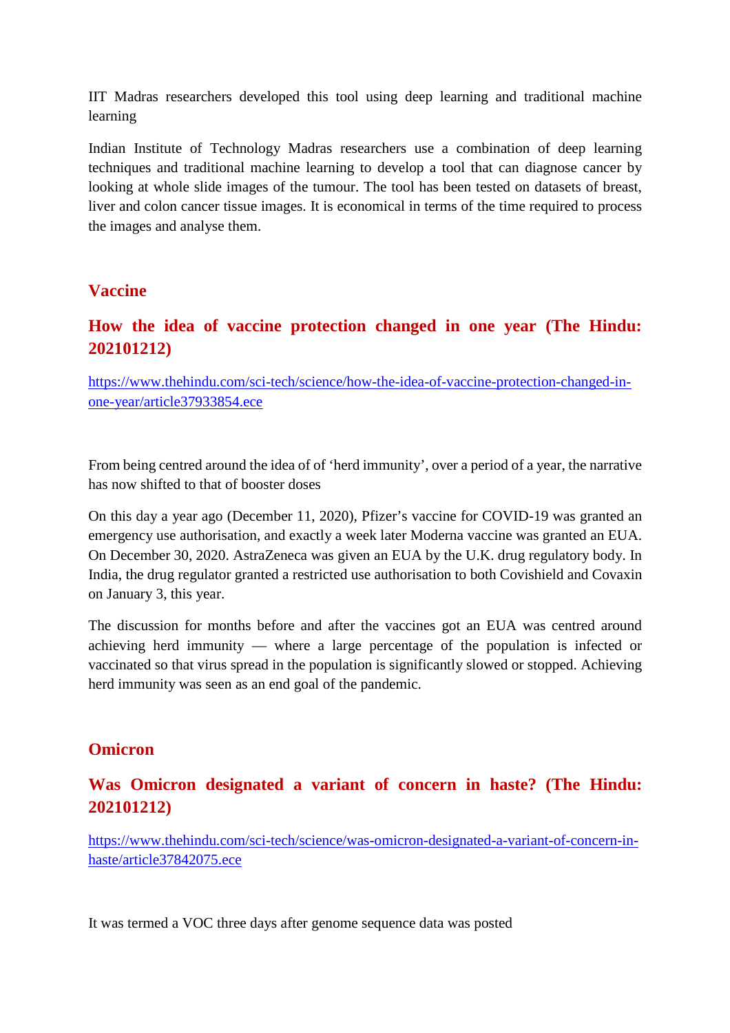IIT Madras researchers developed this tool using deep learning and traditional machine learning

Indian Institute of Technology Madras researchers use a combination of deep learning techniques and traditional machine learning to develop a tool that can diagnose cancer by looking at whole slide images of the tumour. The tool has been tested on datasets of breast, liver and colon cancer tissue images. It is economical in terms of the time required to process the images and analyse them.

## Vaccine

### How the idea of vaccine protection changed in one year (The Hindu: 202101212)

https://www.thehindu.com/sci-tech/science/how-the-idea-of-vaccine-protection-changed-in-one-year/article37933854.ece

From being centred around the idea of of 'herd immunity', over a period of a year, the narrative has now shifted to that of booster doses

On this day a year ago (December 11, 2020), Pfizer's vaccine for COVID-19 was granted an emergency use authorisation, and exactly a week later Moderna vaccine was granted an EUA. On December 30, 2020. AstraZeneca was given an EUA by the U.K. drug regulatory body. In India, the drug regulator granted a restricted use authorisation to both Covishield and Covaxin on January 3, this year.

The discussion for months before and after the vaccines got an EUA was centred around achieving herd immunity — where a large percentage of the population is infected or vaccinated so that virus spread in the population is significantly slowed or stopped. Achieving herd immunity was seen as an end goal of the pandemic.

## Omicron

### Was Omicron designated a variant of concern in haste? (The Hindu: 202101212)

https://www.thehindu.com/sci-tech/science/was-omicron-designated-a-variant-of-concern-in-haste/article37842075.ece

It was termed a VOC three days after genome sequence data was posted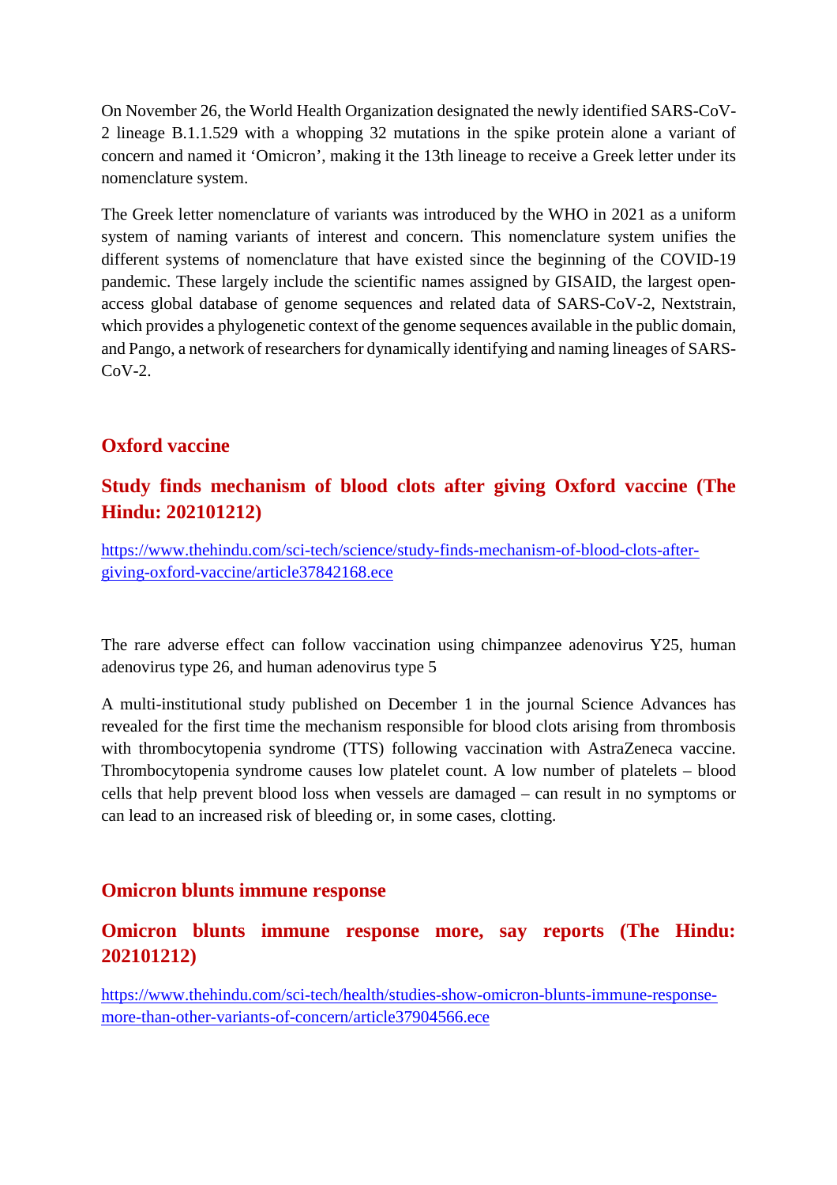On November 26, the World Health Organization designated the newly identified SARS-CoV-2 lineage B.1.1.529 with a whopping 32 mutations in the spike protein alone a variant of concern and named it 'Omicron', making it the 13th lineage to receive a Greek letter under its nomenclature system.

The Greek letter nomenclature of variants was introduced by the WHO in 2021 as a uniform system of naming variants of interest and concern. This nomenclature system unifies the different systems of nomenclature that have existed since the beginning of the COVID-19 pandemic. These largely include the scientific names assigned by GISAID, the largest open-access global database of genome sequences and related data of SARS-CoV-2, Nextstrain, which provides a phylogenetic context of the genome sequences available in the public domain, and Pango, a network of researchers for dynamically identifying and naming lineages of SARS-CoV-2.

## Oxford vaccine

### Study finds mechanism of blood clots after giving Oxford vaccine (The Hindu: 202101212)

https://www.thehindu.com/sci-tech/science/study-finds-mechanism-of-blood-clots-after-giving-oxford-vaccine/article37842168.ece

The rare adverse effect can follow vaccination using chimpanzee adenovirus Y25, human adenovirus type 26, and human adenovirus type 5

A multi-institutional study published on December 1 in the journal Science Advances has revealed for the first time the mechanism responsible for blood clots arising from thrombosis with thrombocytopenia syndrome (TTS) following vaccination with AstraZeneca vaccine. Thrombocytopenia syndrome causes low platelet count. A low number of platelets – blood cells that help prevent blood loss when vessels are damaged – can result in no symptoms or can lead to an increased risk of bleeding or, in some cases, clotting.

## Omicron blunts immune response

### Omicron blunts immune response more, say reports (The Hindu: 202101212)

https://www.thehindu.com/sci-tech/health/studies-show-omicron-blunts-immune-response-more-than-other-variants-of-concern/article37904566.ece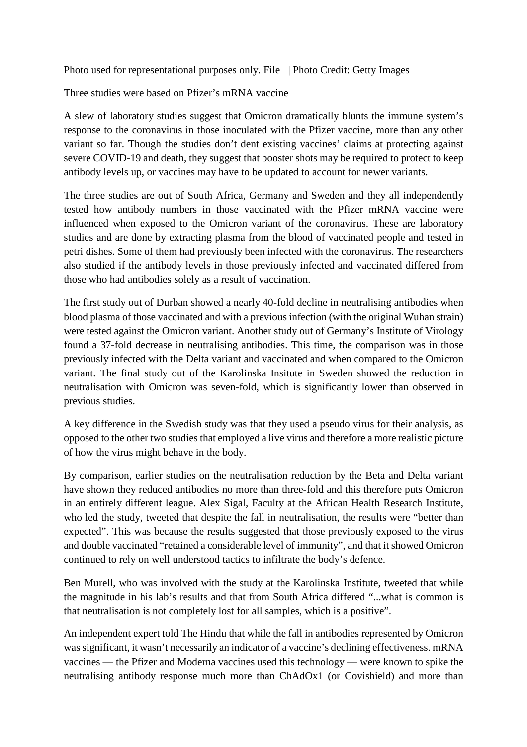Photo used for representational purposes only. File | Photo Credit: Getty Images

Three studies were based on Pfizer's mRNA vaccine

A slew of laboratory studies suggest that Omicron dramatically blunts the immune system's response to the coronavirus in those inoculated with the Pfizer vaccine, more than any other variant so far. Though the studies don't dent existing vaccines' claims at protecting against severe COVID-19 and death, they suggest that booster shots may be required to protect to keep antibody levels up, or vaccines may have to be updated to account for newer variants.

The three studies are out of South Africa, Germany and Sweden and they all independently tested how antibody numbers in those vaccinated with the Pfizer mRNA vaccine were influenced when exposed to the Omicron variant of the coronavirus. These are laboratory studies and are done by extracting plasma from the blood of vaccinated people and tested in petri dishes. Some of them had previously been infected with the coronavirus. The researchers also studied if the antibody levels in those previously infected and vaccinated differed from those who had antibodies solely as a result of vaccination.

The first study out of Durban showed a nearly 40-fold decline in neutralising antibodies when blood plasma of those vaccinated and with a previous infection (with the original Wuhan strain) were tested against the Omicron variant. Another study out of Germany's Institute of Virology found a 37-fold decrease in neutralising antibodies. This time, the comparison was in those previously infected with the Delta variant and vaccinated and when compared to the Omicron variant. The final study out of the Karolinska Insitute in Sweden showed the reduction in neutralisation with Omicron was seven-fold, which is significantly lower than observed in previous studies.

A key difference in the Swedish study was that they used a pseudo virus for their analysis, as opposed to the other two studies that employed a live virus and therefore a more realistic picture of how the virus might behave in the body.

By comparison, earlier studies on the neutralisation reduction by the Beta and Delta variant have shown they reduced antibodies no more than three-fold and this therefore puts Omicron in an entirely different league. Alex Sigal, Faculty at the African Health Research Institute, who led the study, tweeted that despite the fall in neutralisation, the results were "better than expected". This was because the results suggested that those previously exposed to the virus and double vaccinated "retained a considerable level of immunity", and that it showed Omicron continued to rely on well understood tactics to infiltrate the body's defence.

Ben Murell, who was involved with the study at the Karolinska Institute, tweeted that while the magnitude in his lab's results and that from South Africa differed "...what is common is that neutralisation is not completely lost for all samples, which is a positive".

An independent expert told The Hindu that while the fall in antibodies represented by Omicron was significant, it wasn't necessarily an indicator of a vaccine's declining effectiveness. mRNA vaccines — the Pfizer and Moderna vaccines used this technology — were known to spike the neutralising antibody response much more than ChAdOx1 (or Covishield) and more than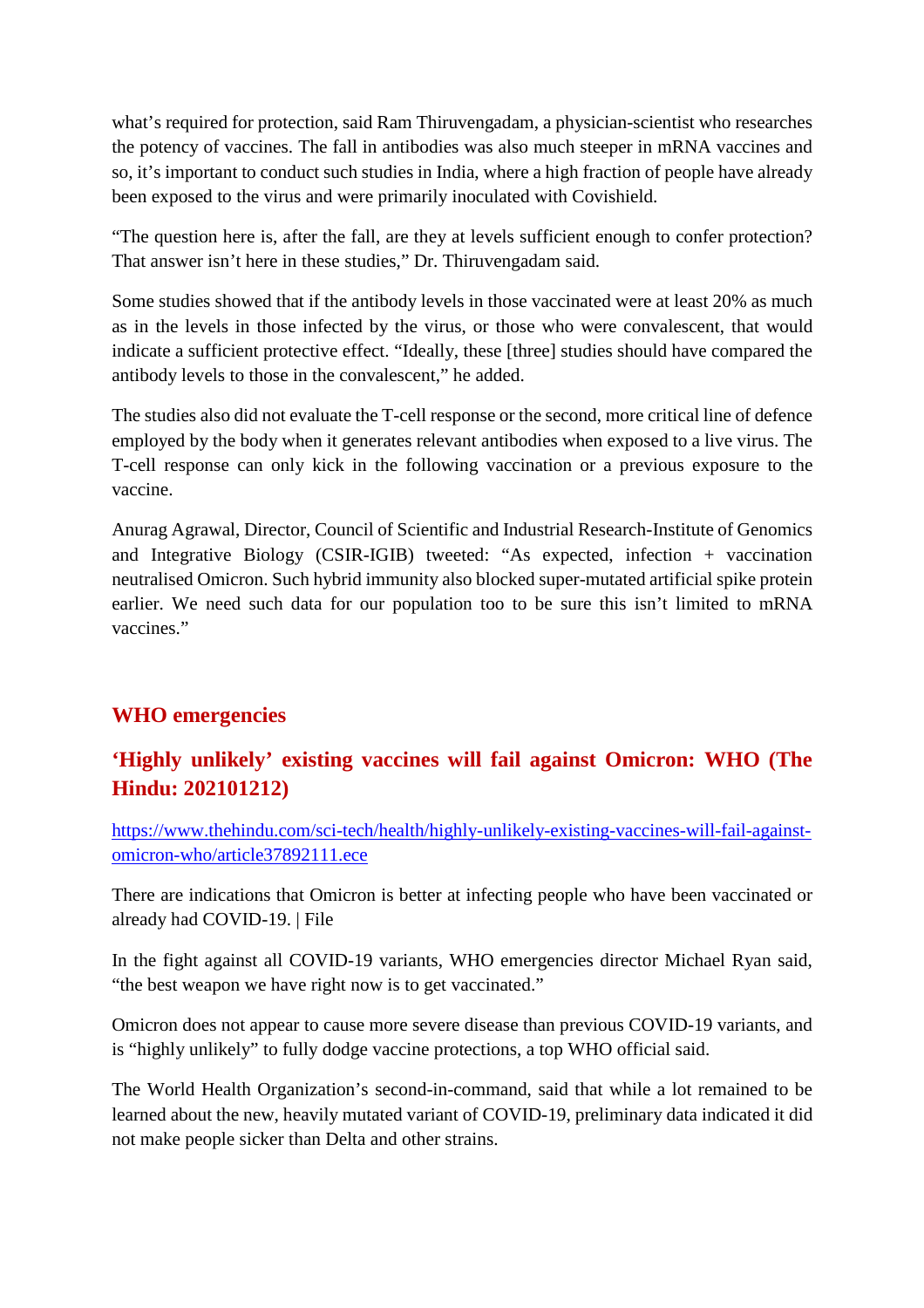what's required for protection, said Ram Thiruvengadam, a physician-scientist who researches the potency of vaccines. The fall in antibodies was also much steeper in mRNA vaccines and so, it's important to conduct such studies in India, where a high fraction of people have already been exposed to the virus and were primarily inoculated with Covishield.

"The question here is, after the fall, are they at levels sufficient enough to confer protection? That answer isn't here in these studies," Dr. Thiruvengadam said.

Some studies showed that if the antibody levels in those vaccinated were at least 20% as much as in the levels in those infected by the virus, or those who were convalescent, that would indicate a sufficient protective effect. "Ideally, these [three] studies should have compared the antibody levels to those in the convalescent," he added.

The studies also did not evaluate the T-cell response or the second, more critical line of defence employed by the body when it generates relevant antibodies when exposed to a live virus. The T-cell response can only kick in the following vaccination or a previous exposure to the vaccine.

Anurag Agrawal, Director, Council of Scientific and Industrial Research-Institute of Genomics and Integrative Biology (CSIR-IGIB) tweeted: "As expected, infection + vaccination neutralised Omicron. Such hybrid immunity also blocked super-mutated artificial spike protein earlier. We need such data for our population too to be sure this isn't limited to mRNA vaccines."

## WHO emergencies

## 'Highly unlikely' existing vaccines will fail against Omicron: WHO (The Hindu: 202101212)

https://www.thehindu.com/sci-tech/health/highly-unlikely-existing-vaccines-will-fail-against-omicron-who/article37892111.ece

There are indications that Omicron is better at infecting people who have been vaccinated or already had COVID-19. | File

In the fight against all COVID-19 variants, WHO emergencies director Michael Ryan said, "the best weapon we have right now is to get vaccinated."

Omicron does not appear to cause more severe disease than previous COVID-19 variants, and is "highly unlikely" to fully dodge vaccine protections, a top WHO official said.

The World Health Organization's second-in-command, said that while a lot remained to be learned about the new, heavily mutated variant of COVID-19, preliminary data indicated it did not make people sicker than Delta and other strains.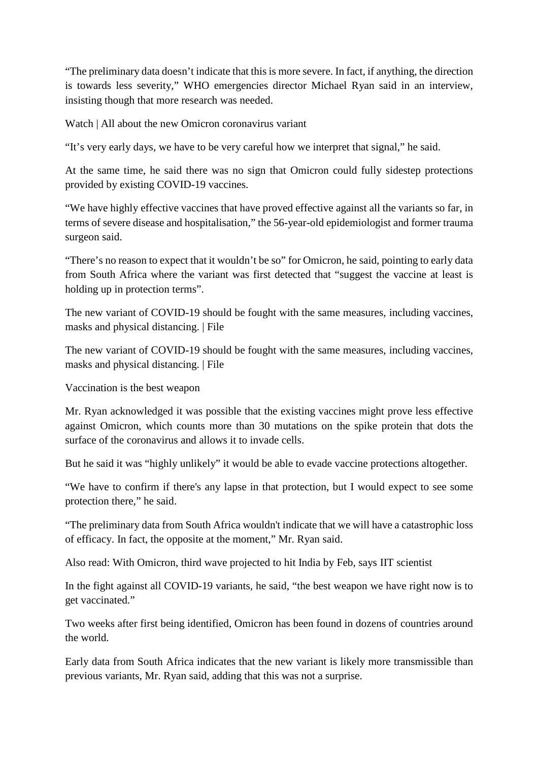"The preliminary data doesn't indicate that this is more severe. In fact, if anything, the direction is towards less severity," WHO emergencies director Michael Ryan said in an interview, insisting though that more research was needed.

Watch | All about the new Omicron coronavirus variant

"It's very early days, we have to be very careful how we interpret that signal," he said.

At the same time, he said there was no sign that Omicron could fully sidestep protections provided by existing COVID-19 vaccines.

"We have highly effective vaccines that have proved effective against all the variants so far, in terms of severe disease and hospitalisation," the 56-year-old epidemiologist and former trauma surgeon said.

"There's no reason to expect that it wouldn't be so" for Omicron, he said, pointing to early data from South Africa where the variant was first detected that "suggest the vaccine at least is holding up in protection terms".

The new variant of COVID-19 should be fought with the same measures, including vaccines, masks and physical distancing. | File

The new variant of COVID-19 should be fought with the same measures, including vaccines, masks and physical distancing. | File

Vaccination is the best weapon

Mr. Ryan acknowledged it was possible that the existing vaccines might prove less effective against Omicron, which counts more than 30 mutations on the spike protein that dots the surface of the coronavirus and allows it to invade cells.

But he said it was "highly unlikely" it would be able to evade vaccine protections altogether.

"We have to confirm if there's any lapse in that protection, but I would expect to see some protection there," he said.

"The preliminary data from South Africa wouldn't indicate that we will have a catastrophic loss of efficacy. In fact, the opposite at the moment," Mr. Ryan said.

Also read: With Omicron, third wave projected to hit India by Feb, says IIT scientist

In the fight against all COVID-19 variants, he said, "the best weapon we have right now is to get vaccinated."

Two weeks after first being identified, Omicron has been found in dozens of countries around the world.

Early data from South Africa indicates that the new variant is likely more transmissible than previous variants, Mr. Ryan said, adding that this was not a surprise.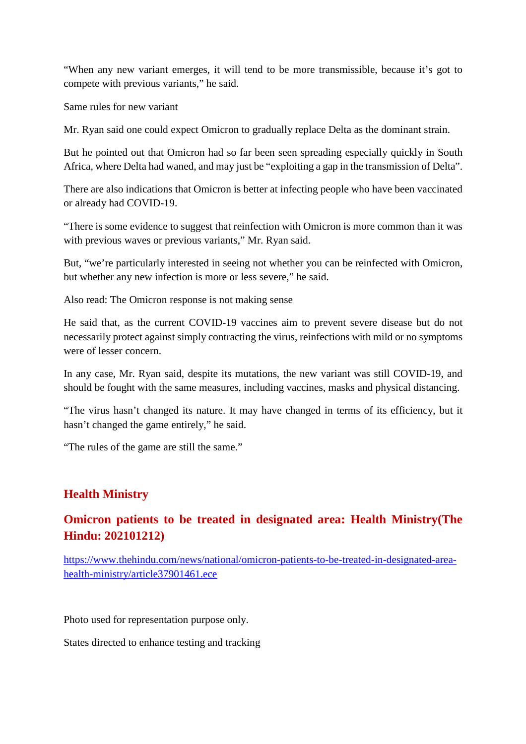"When any new variant emerges, it will tend to be more transmissible, because it's got to compete with previous variants," he said.

Same rules for new variant

Mr. Ryan said one could expect Omicron to gradually replace Delta as the dominant strain.

But he pointed out that Omicron had so far been seen spreading especially quickly in South Africa, where Delta had waned, and may just be "exploiting a gap in the transmission of Delta".

There are also indications that Omicron is better at infecting people who have been vaccinated or already had COVID-19.

"There is some evidence to suggest that reinfection with Omicron is more common than it was with previous waves or previous variants," Mr. Ryan said.

But, "we're particularly interested in seeing not whether you can be reinfected with Omicron, but whether any new infection is more or less severe," he said.

Also read: The Omicron response is not making sense

He said that, as the current COVID-19 vaccines aim to prevent severe disease but do not necessarily protect against simply contracting the virus, reinfections with mild or no symptoms were of lesser concern.

In any case, Mr. Ryan said, despite its mutations, the new variant was still COVID-19, and should be fought with the same measures, including vaccines, masks and physical distancing.

"The virus hasn't changed its nature. It may have changed in terms of its efficiency, but it hasn't changed the game entirely," he said.

"The rules of the game are still the same."

## Health Ministry

## Omicron patients to be treated in designated area: Health Ministry(The Hindu: 202101212)

https://www.thehindu.com/news/national/omicron-patients-to-be-treated-in-designated-area-health-ministry/article37901461.ece

Photo used for representation purpose only.

States directed to enhance testing and tracking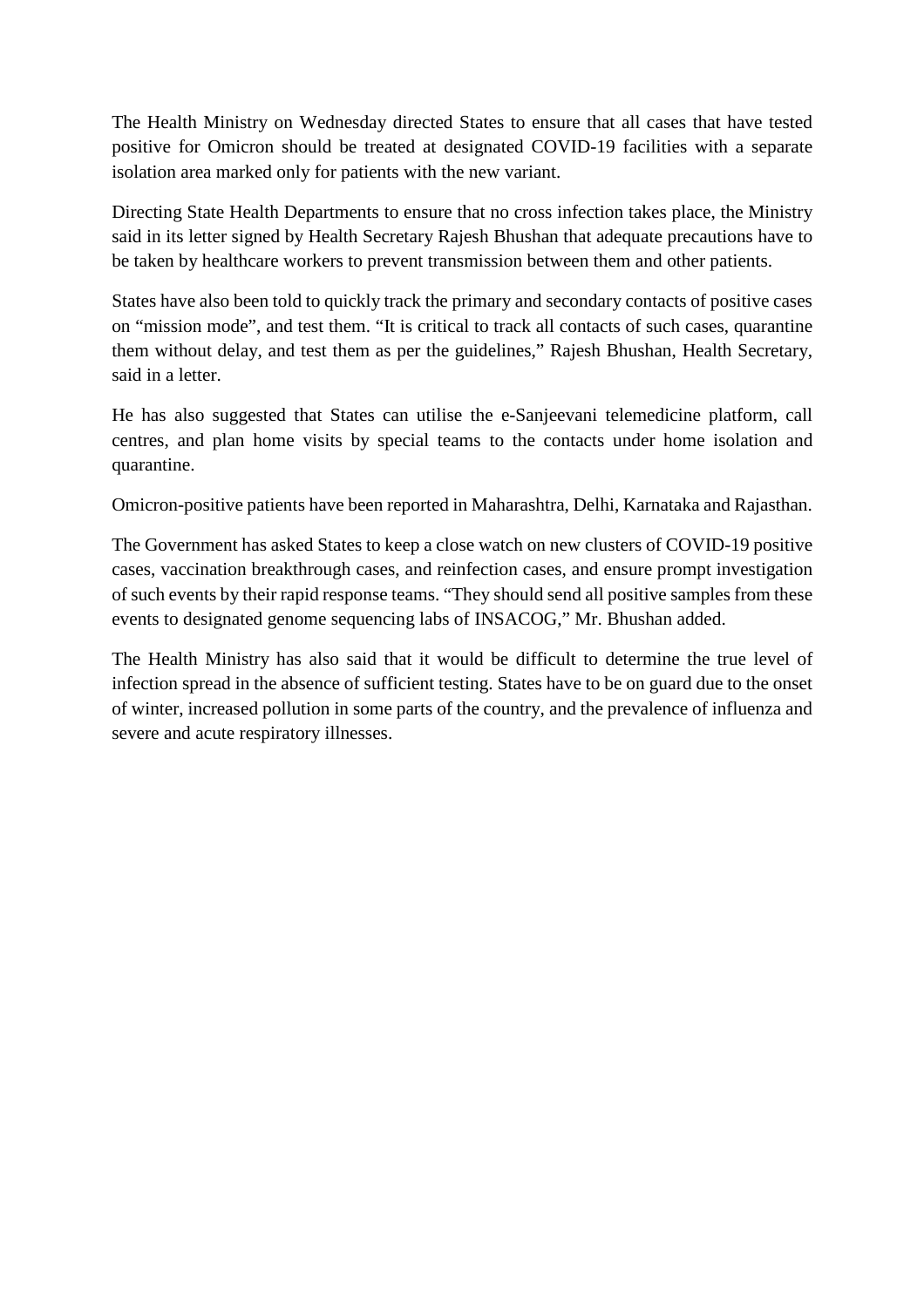The Health Ministry on Wednesday directed States to ensure that all cases that have tested positive for Omicron should be treated at designated COVID-19 facilities with a separate isolation area marked only for patients with the new variant.

Directing State Health Departments to ensure that no cross infection takes place, the Ministry said in its letter signed by Health Secretary Rajesh Bhushan that adequate precautions have to be taken by healthcare workers to prevent transmission between them and other patients.

States have also been told to quickly track the primary and secondary contacts of positive cases on "mission mode", and test them. "It is critical to track all contacts of such cases, quarantine them without delay, and test them as per the guidelines," Rajesh Bhushan, Health Secretary, said in a letter.

He has also suggested that States can utilise the e-Sanjeevani telemedicine platform, call centres, and plan home visits by special teams to the contacts under home isolation and quarantine.

Omicron-positive patients have been reported in Maharashtra, Delhi, Karnataka and Rajasthan.

The Government has asked States to keep a close watch on new clusters of COVID-19 positive cases, vaccination breakthrough cases, and reinfection cases, and ensure prompt investigation of such events by their rapid response teams. "They should send all positive samples from these events to designated genome sequencing labs of INSACOG," Mr. Bhushan added.

The Health Ministry has also said that it would be difficult to determine the true level of infection spread in the absence of sufficient testing. States have to be on guard due to the onset of winter, increased pollution in some parts of the country, and the prevalence of influenza and severe and acute respiratory illnesses.